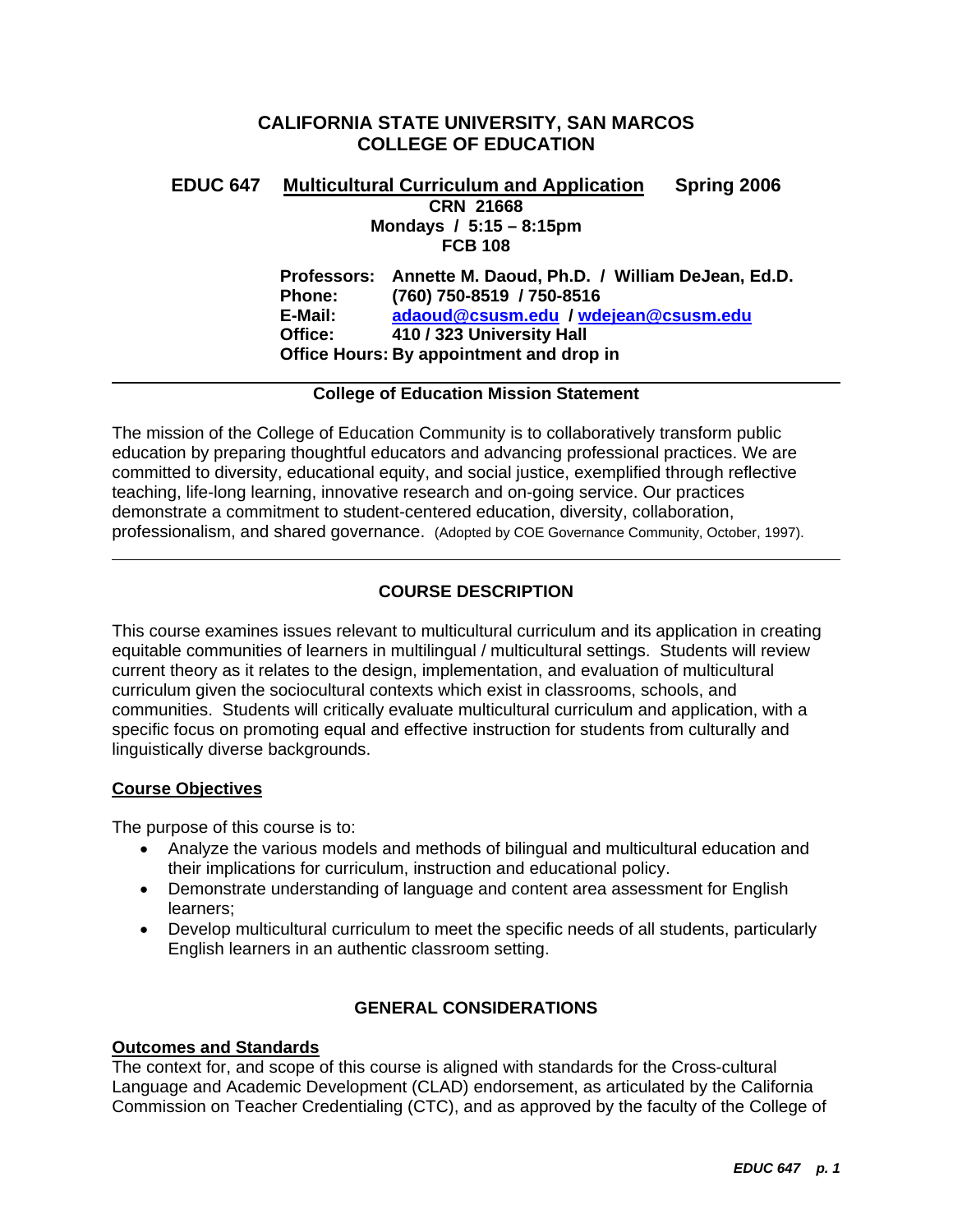# CALIFORNIA STATE UNIVERSITY, SAN MARCOS
# COLLEGE OF EDUCATION

**EDUC 647 Multicultural Curriculum and Application Spring 2006**
**CRN 21668**
**Mondays / 5:15 – 8:15pm**
**FCB 108**

**Professors:** Annette M. Daoud, Ph.D. / William DeJean, Ed.D.
**Phone:** (760) 750-8519 / 750-8516
**E-Mail:** adaoud@csusm.edu / wdejean@csusm.edu
**Office:** 410 / 323 University Hall
**Office Hours:** By appointment and drop in

---

**College of Education Mission Statement**

The mission of the College of Education Community is to collaboratively transform public education by preparing thoughtful educators and advancing professional practices. We are committed to diversity, educational equity, and social justice, exemplified through reflective teaching, life-long learning, innovative research and on-going service. Our practices demonstrate a commitment to student-centered education, diversity, collaboration, professionalism, and shared governance. (Adopted by COE Governance Community, October, 1997).

---

## COURSE DESCRIPTION

This course examines issues relevant to multicultural curriculum and its application in creating equitable communities of learners in multilingual / multicultural settings. Students will review current theory as it relates to the design, implementation, and evaluation of multicultural curriculum given the sociocultural contexts which exist in classrooms, schools, and communities. Students will critically evaluate multicultural curriculum and application, with a specific focus on promoting equal and effective instruction for students from culturally and linguistically diverse backgrounds.

### Course Objectives

The purpose of this course is to:

- Analyze the various models and methods of bilingual and multicultural education and their implications for curriculum, instruction and educational policy.
- Demonstrate understanding of language and content area assessment for English learners;
- Develop multicultural curriculum to meet the specific needs of all students, particularly English learners in an authentic classroom setting.

## GENERAL CONSIDERATIONS

### Outcomes and Standards

The context for, and scope of this course is aligned with standards for the Cross-cultural Language and Academic Development (CLAD) endorsement, as articulated by the California Commission on Teacher Credentialing (CTC), and as approved by the faculty of the College of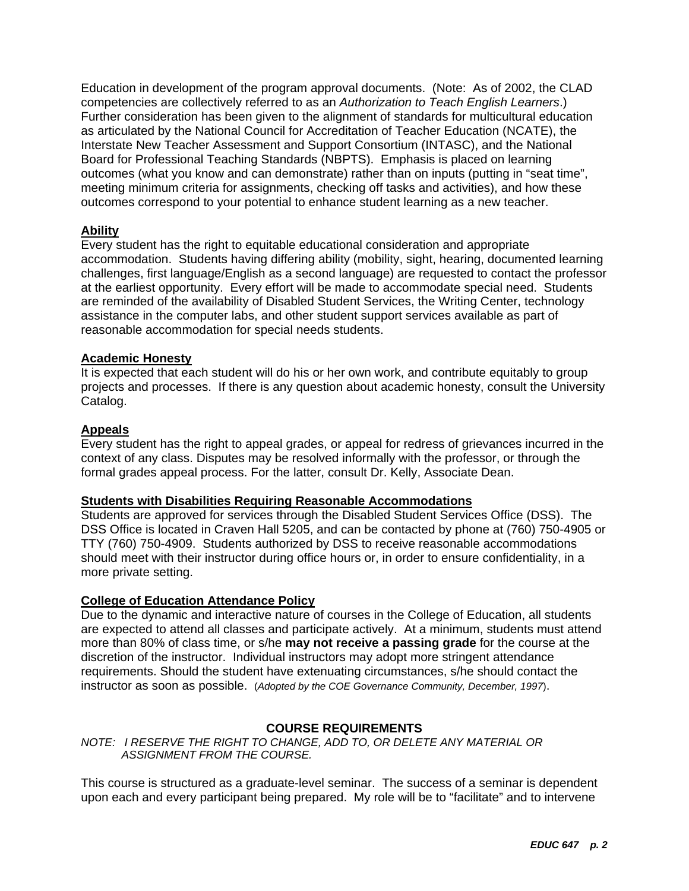Education in development of the program approval documents. (Note: As of 2002, the CLAD competencies are collectively referred to as an *Authorization to Teach English Learners*.) Further consideration has been given to the alignment of standards for multicultural education as articulated by the National Council for Accreditation of Teacher Education (NCATE), the Interstate New Teacher Assessment and Support Consortium (INTASC), and the National Board for Professional Teaching Standards (NBPTS). Emphasis is placed on learning outcomes (what you know and can demonstrate) rather than on inputs (putting in "seat time", meeting minimum criteria for assignments, checking off tasks and activities), and how these outcomes correspond to your potential to enhance student learning as a new teacher.

**Ability**

Every student has the right to equitable educational consideration and appropriate accommodation. Students having differing ability (mobility, sight, hearing, documented learning challenges, first language/English as a second language) are requested to contact the professor at the earliest opportunity. Every effort will be made to accommodate special need. Students are reminded of the availability of Disabled Student Services, the Writing Center, technology assistance in the computer labs, and other student support services available as part of reasonable accommodation for special needs students.

**Academic Honesty**

It is expected that each student will do his or her own work, and contribute equitably to group projects and processes. If there is any question about academic honesty, consult the University Catalog.

**Appeals**

Every student has the right to appeal grades, or appeal for redress of grievances incurred in the context of any class. Disputes may be resolved informally with the professor, or through the formal grades appeal process. For the latter, consult Dr. Kelly, Associate Dean.

**Students with Disabilities Requiring Reasonable Accommodations**

Students are approved for services through the Disabled Student Services Office (DSS). The DSS Office is located in Craven Hall 5205, and can be contacted by phone at (760) 750-4905 or TTY (760) 750-4909. Students authorized by DSS to receive reasonable accommodations should meet with their instructor during office hours or, in order to ensure confidentiality, in a more private setting.

**College of Education Attendance Policy**

Due to the dynamic and interactive nature of courses in the College of Education, all students are expected to attend all classes and participate actively. At a minimum, students must attend more than 80% of class time, or s/he **may not receive a passing grade** for the course at the discretion of the instructor. Individual instructors may adopt more stringent attendance requirements. Should the student have extenuating circumstances, s/he should contact the instructor as soon as possible. (*Adopted by the COE Governance Community, December, 1997*).

## COURSE REQUIREMENTS

*NOTE: I RESERVE THE RIGHT TO CHANGE, ADD TO, OR DELETE ANY MATERIAL OR ASSIGNMENT FROM THE COURSE.*

This course is structured as a graduate-level seminar. The success of a seminar is dependent upon each and every participant being prepared. My role will be to "facilitate" and to intervene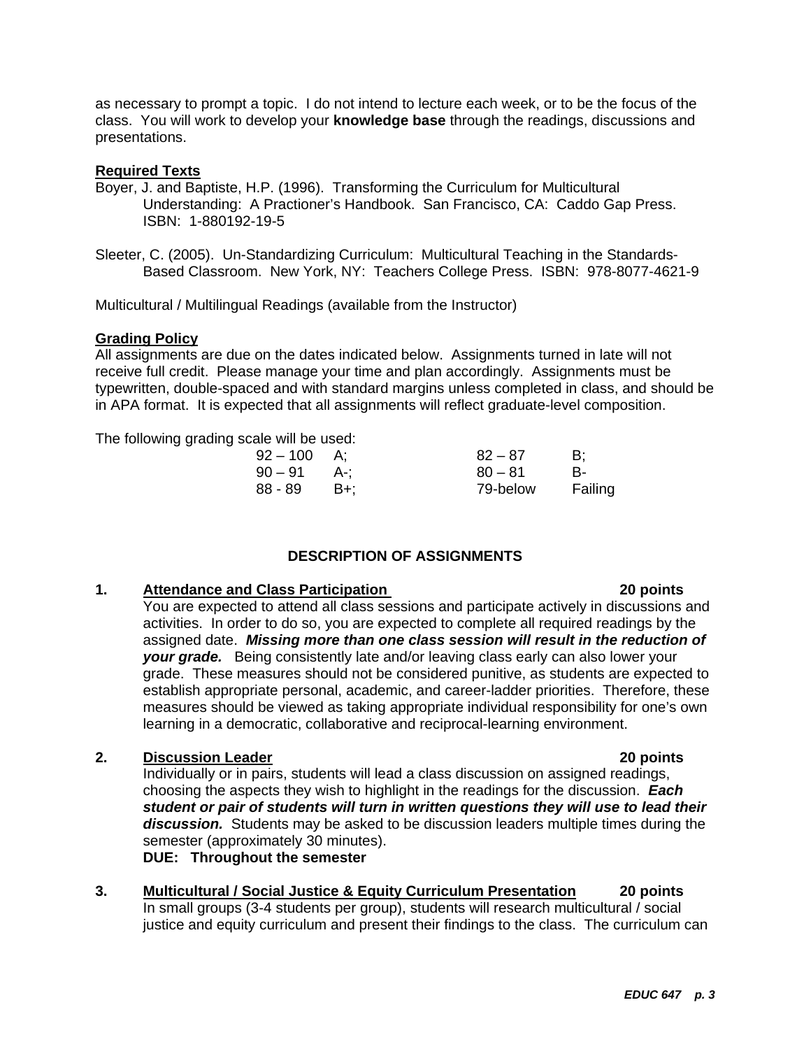as necessary to prompt a topic. I do not intend to lecture each week, or to be the focus of the class. You will work to develop your **knowledge base** through the readings, discussions and presentations.

**Required Texts**

Boyer, J. and Baptiste, H.P. (1996). Transforming the Curriculum for Multicultural Understanding: A Practioner's Handbook. San Francisco, CA: Caddo Gap Press. ISBN: 1-880192-19-5

Sleeter, C. (2005). Un-Standardizing Curriculum: Multicultural Teaching in the Standards-Based Classroom. New York, NY: Teachers College Press. ISBN: 978-8077-4621-9

Multicultural / Multilingual Readings (available from the Instructor)

**Grading Policy**

All assignments are due on the dates indicated below. Assignments turned in late will not receive full credit. Please manage your time and plan accordingly. Assignments must be typewritten, double-spaced and with standard margins unless completed in class, and should be in APA format. It is expected that all assignments will reflect graduate-level composition.

The following grading scale will be used:

| | | | |
|---|---|---|---|
| 92 – 100 | A; | 82 – 87 | B; |
| 90 – 91 | A-; | 80 – 81 | B- |
| 88 - 89 | B+; | 79-below | Failing |

## DESCRIPTION OF ASSIGNMENTS

**1. Attendance and Class Participation — 20 points**

You are expected to attend all class sessions and participate actively in discussions and activities. In order to do so, you are expected to complete all required readings by the assigned date. ***Missing more than one class session will result in the reduction of your grade.*** Being consistently late and/or leaving class early can also lower your grade. These measures should not be considered punitive, as students are expected to establish appropriate personal, academic, and career-ladder priorities. Therefore, these measures should be viewed as taking appropriate individual responsibility for one's own learning in a democratic, collaborative and reciprocal-learning environment.

**2. Discussion Leader — 20 points**

Individually or in pairs, students will lead a class discussion on assigned readings, choosing the aspects they wish to highlight in the readings for the discussion. ***Each student or pair of students will turn in written questions they will use to lead their discussion.*** Students may be asked to be discussion leaders multiple times during the semester (approximately 30 minutes).

**DUE: Throughout the semester**

**3. Multicultural / Social Justice & Equity Curriculum Presentation — 20 points**

In small groups (3-4 students per group), students will research multicultural / social justice and equity curriculum and present their findings to the class. The curriculum can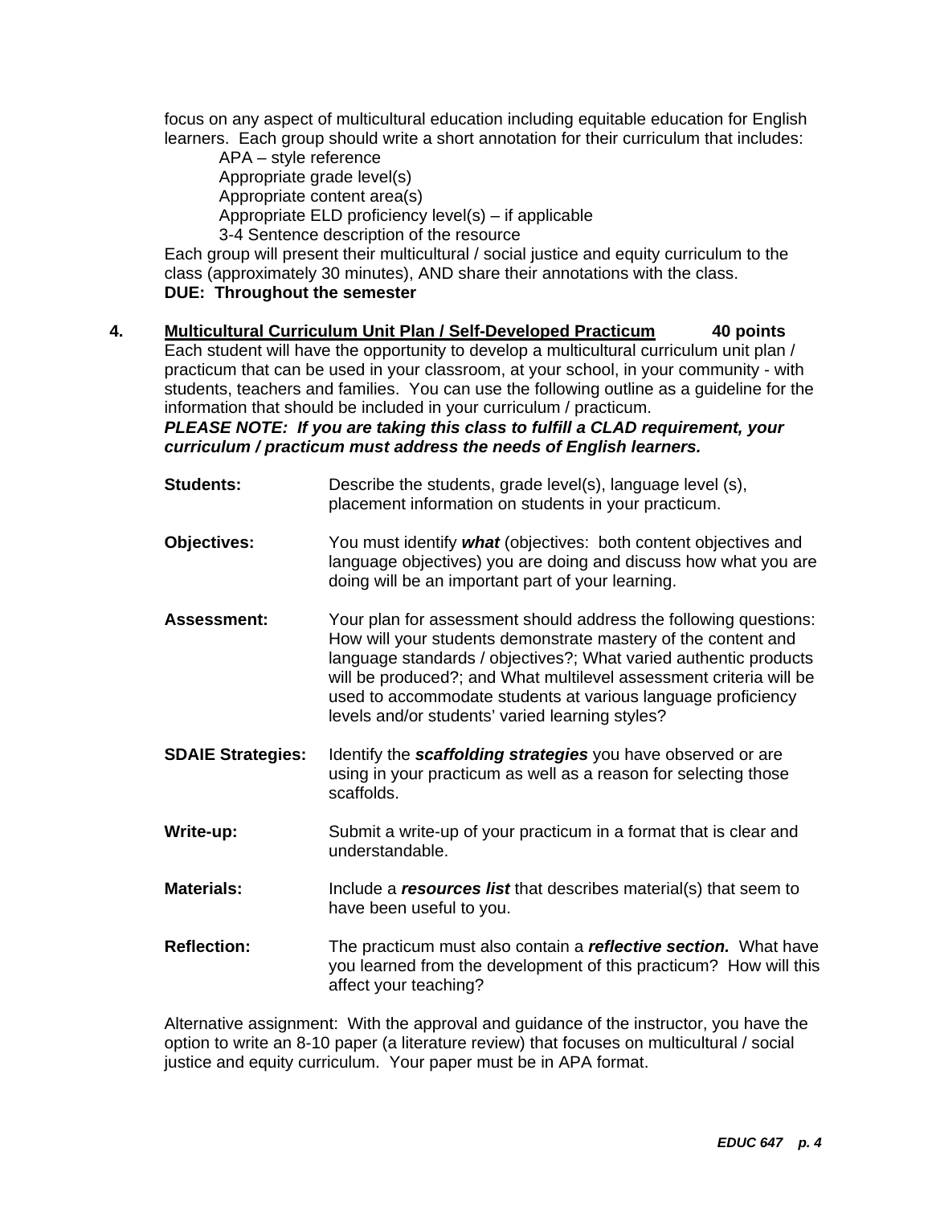focus on any aspect of multicultural education including equitable education for English learners. Each group should write a short annotation for their curriculum that includes:

- APA – style reference
- Appropriate grade level(s)
- Appropriate content area(s)
- Appropriate ELD proficiency level(s) – if applicable
- 3-4 Sentence description of the resource

Each group will present their multicultural / social justice and equity curriculum to the class (approximately 30 minutes), AND share their annotations with the class.

**DUE: Throughout the semester**

**4. <u>Multicultural Curriculum Unit Plan / Self-Developed Practicum</u> 40 points**

Each student will have the opportunity to develop a multicultural curriculum unit plan / practicum that can be used in your classroom, at your school, in your community - with students, teachers and families. You can use the following outline as a guideline for the information that should be included in your curriculum / practicum.

***PLEASE NOTE: If you are taking this class to fulfill a CLAD requirement, your curriculum / practicum must address the needs of English learners.***

**Students:** Describe the students, grade level(s), language level (s), placement information on students in your practicum.

**Objectives:** You must identify ***what*** (objectives: both content objectives and language objectives) you are doing and discuss how what you are doing will be an important part of your learning.

**Assessment:** Your plan for assessment should address the following questions: How will your students demonstrate mastery of the content and language standards / objectives?; What varied authentic products will be produced?; and What multilevel assessment criteria will be used to accommodate students at various language proficiency levels and/or students' varied learning styles?

**SDAIE Strategies:** Identify the ***scaffolding strategies*** you have observed or are using in your practicum as well as a reason for selecting those scaffolds.

**Write-up:** Submit a write-up of your practicum in a format that is clear and understandable.

**Materials:** Include a ***resources list*** that describes material(s) that seem to have been useful to you.

**Reflection:** The practicum must also contain a ***reflective section.*** What have you learned from the development of this practicum? How will this affect your teaching?

Alternative assignment: With the approval and guidance of the instructor, you have the option to write an 8-10 paper (a literature review) that focuses on multicultural / social justice and equity curriculum. Your paper must be in APA format.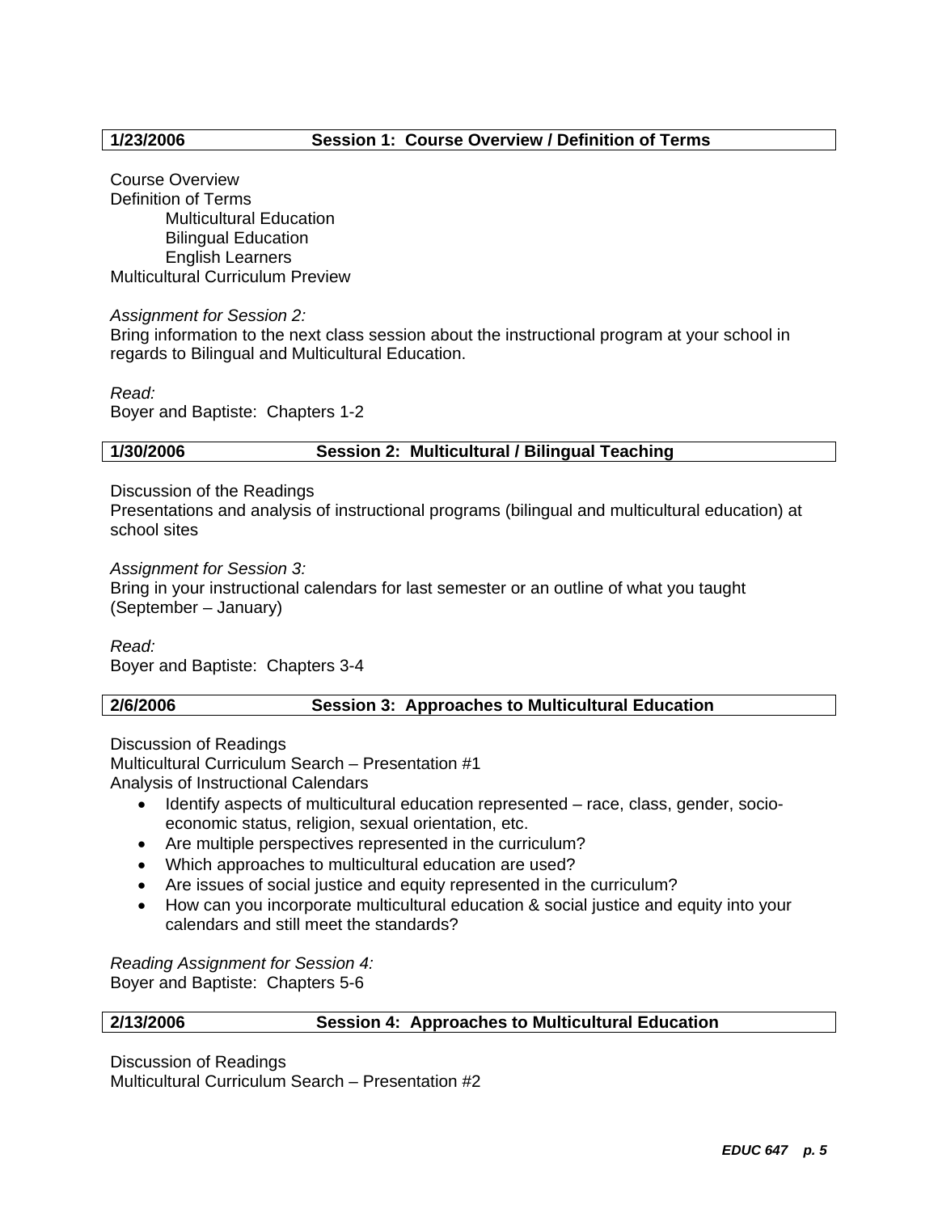**1/23/2006 Session 1: Course Overview / Definition of Terms**

Course Overview
Definition of Terms
- Multicultural Education
- Bilingual Education
- English Learners

Multicultural Curriculum Preview

*Assignment for Session 2:*
Bring information to the next class session about the instructional program at your school in regards to Bilingual and Multicultural Education.

*Read:*
Boyer and Baptiste: Chapters 1-2

**1/30/2006 Session 2: Multicultural / Bilingual Teaching**

Discussion of the Readings
Presentations and analysis of instructional programs (bilingual and multicultural education) at school sites

*Assignment for Session 3:*
Bring in your instructional calendars for last semester or an outline of what you taught (September – January)

*Read:*
Boyer and Baptiste: Chapters 3-4

**2/6/2006 Session 3: Approaches to Multicultural Education**

Discussion of Readings
Multicultural Curriculum Search – Presentation #1
Analysis of Instructional Calendars

- Identify aspects of multicultural education represented – race, class, gender, socio-economic status, religion, sexual orientation, etc.
- Are multiple perspectives represented in the curriculum?
- Which approaches to multicultural education are used?
- Are issues of social justice and equity represented in the curriculum?
- How can you incorporate multicultural education & social justice and equity into your calendars and still meet the standards?

*Reading Assignment for Session 4:*
Boyer and Baptiste: Chapters 5-6

**2/13/2006 Session 4: Approaches to Multicultural Education**

Discussion of Readings
Multicultural Curriculum Search – Presentation #2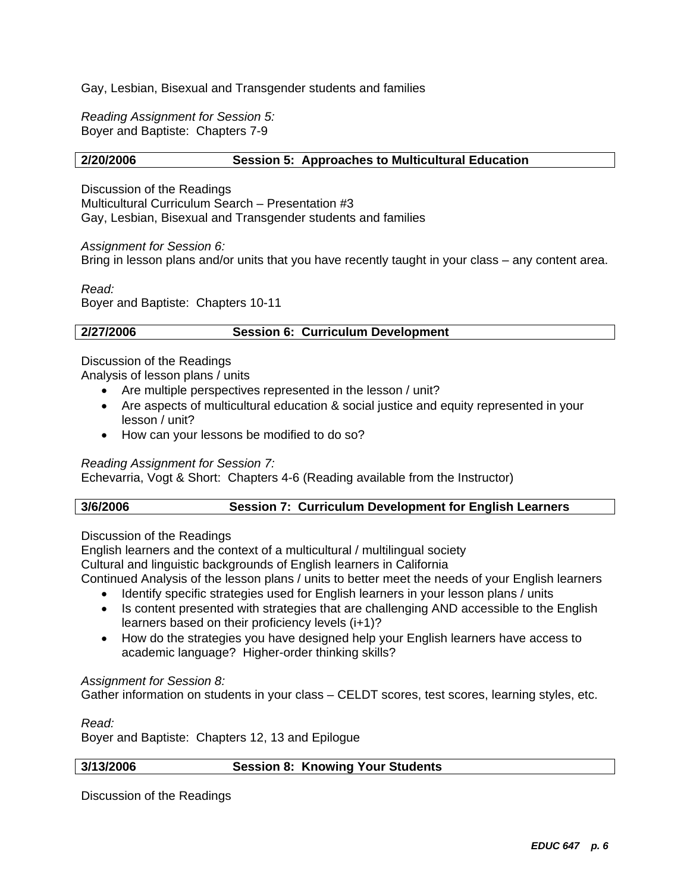Gay, Lesbian, Bisexual and Transgender students and families

*Reading Assignment for Session 5:*
Boyer and Baptiste: Chapters 7-9

### 2/20/2006 Session 5: Approaches to Multicultural Education

Discussion of the Readings
Multicultural Curriculum Search – Presentation #3
Gay, Lesbian, Bisexual and Transgender students and families

*Assignment for Session 6:*
Bring in lesson plans and/or units that you have recently taught in your class – any content area.

*Read:*
Boyer and Baptiste: Chapters 10-11

### 2/27/2006 Session 6: Curriculum Development

Discussion of the Readings
Analysis of lesson plans / units

- Are multiple perspectives represented in the lesson / unit?
- Are aspects of multicultural education & social justice and equity represented in your lesson / unit?
- How can your lessons be modified to do so?

*Reading Assignment for Session 7:*
Echevarria, Vogt & Short: Chapters 4-6 (Reading available from the Instructor)

### 3/6/2006 Session 7: Curriculum Development for English Learners

Discussion of the Readings
English learners and the context of a multicultural / multilingual society
Cultural and linguistic backgrounds of English learners in California
Continued Analysis of the lesson plans / units to better meet the needs of your English learners

- Identify specific strategies used for English learners in your lesson plans / units
- Is content presented with strategies that are challenging AND accessible to the English learners based on their proficiency levels (i+1)?
- How do the strategies you have designed help your English learners have access to academic language? Higher-order thinking skills?

*Assignment for Session 8:*
Gather information on students in your class – CELDT scores, test scores, learning styles, etc.

*Read:*
Boyer and Baptiste: Chapters 12, 13 and Epilogue

### 3/13/2006 Session 8: Knowing Your Students

Discussion of the Readings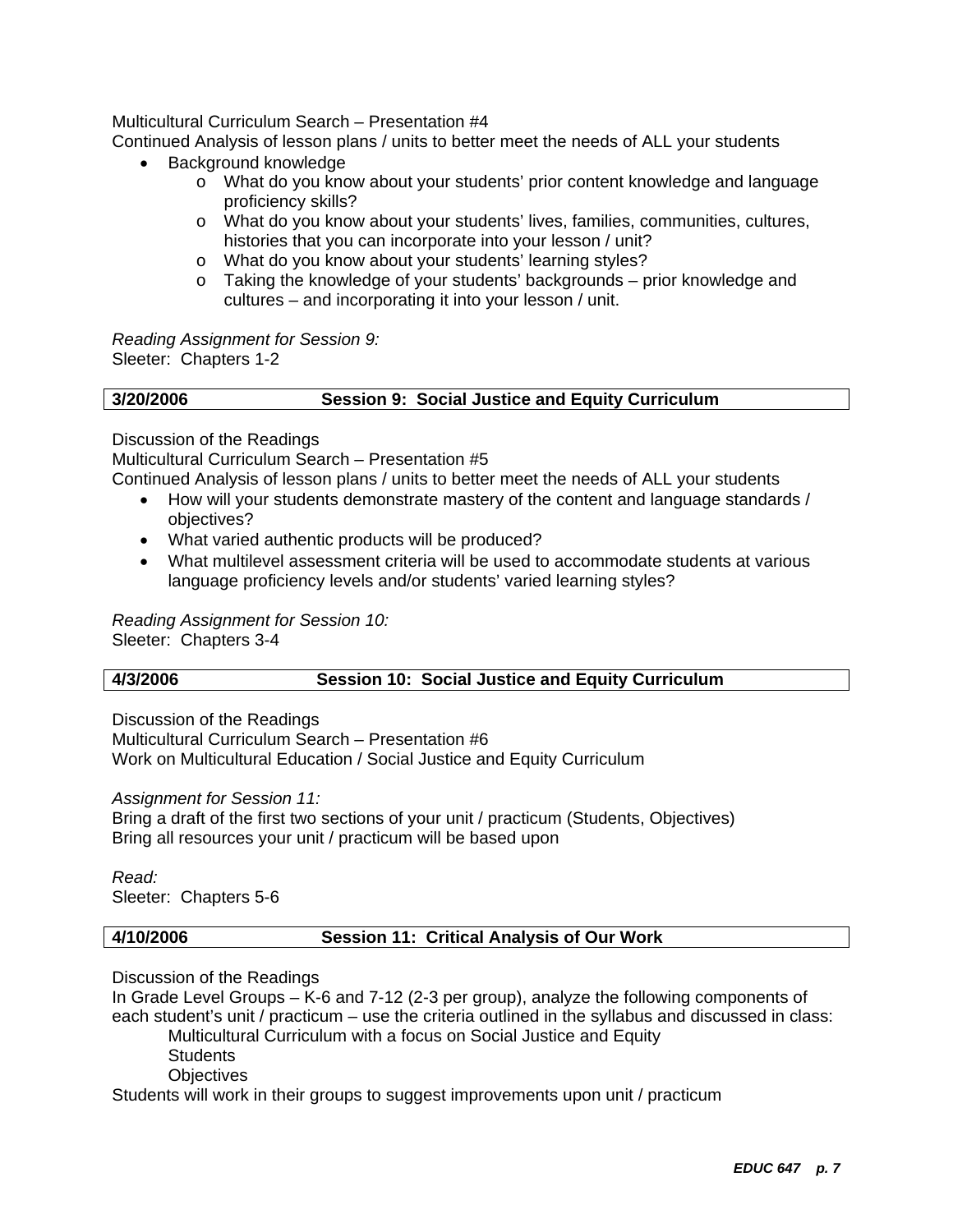Multicultural Curriculum Search – Presentation #4

Continued Analysis of lesson plans / units to better meet the needs of ALL your students

- Background knowledge
  - What do you know about your students' prior content knowledge and language proficiency skills?
  - What do you know about your students' lives, families, communities, cultures, histories that you can incorporate into your lesson / unit?
  - What do you know about your students' learning styles?
  - Taking the knowledge of your students' backgrounds – prior knowledge and cultures – and incorporating it into your lesson / unit.

*Reading Assignment for Session 9:*

Sleeter: Chapters 1-2

| **3/20/2006** | **Session 9: Social Justice and Equity Curriculum** |
|---|---|

Discussion of the Readings

Multicultural Curriculum Search – Presentation #5

Continued Analysis of lesson plans / units to better meet the needs of ALL your students

- How will your students demonstrate mastery of the content and language standards / objectives?
- What varied authentic products will be produced?
- What multilevel assessment criteria will be used to accommodate students at various language proficiency levels and/or students' varied learning styles?

*Reading Assignment for Session 10:*

Sleeter: Chapters 3-4

| **4/3/2006** | **Session 10: Social Justice and Equity Curriculum** |
|---|---|

Discussion of the Readings

Multicultural Curriculum Search – Presentation #6

Work on Multicultural Education / Social Justice and Equity Curriculum

*Assignment for Session 11:*

Bring a draft of the first two sections of your unit / practicum (Students, Objectives)

Bring all resources your unit / practicum will be based upon

*Read:*

Sleeter: Chapters 5-6

| **4/10/2006** | **Session 11: Critical Analysis of Our Work** |
|---|---|

Discussion of the Readings

In Grade Level Groups – K-6 and 7-12 (2-3 per group), analyze the following components of each student's unit / practicum – use the criteria outlined in the syllabus and discussed in class:

Multicultural Curriculum with a focus on Social Justice and Equity

Students

Objectives

Students will work in their groups to suggest improvements upon unit / practicum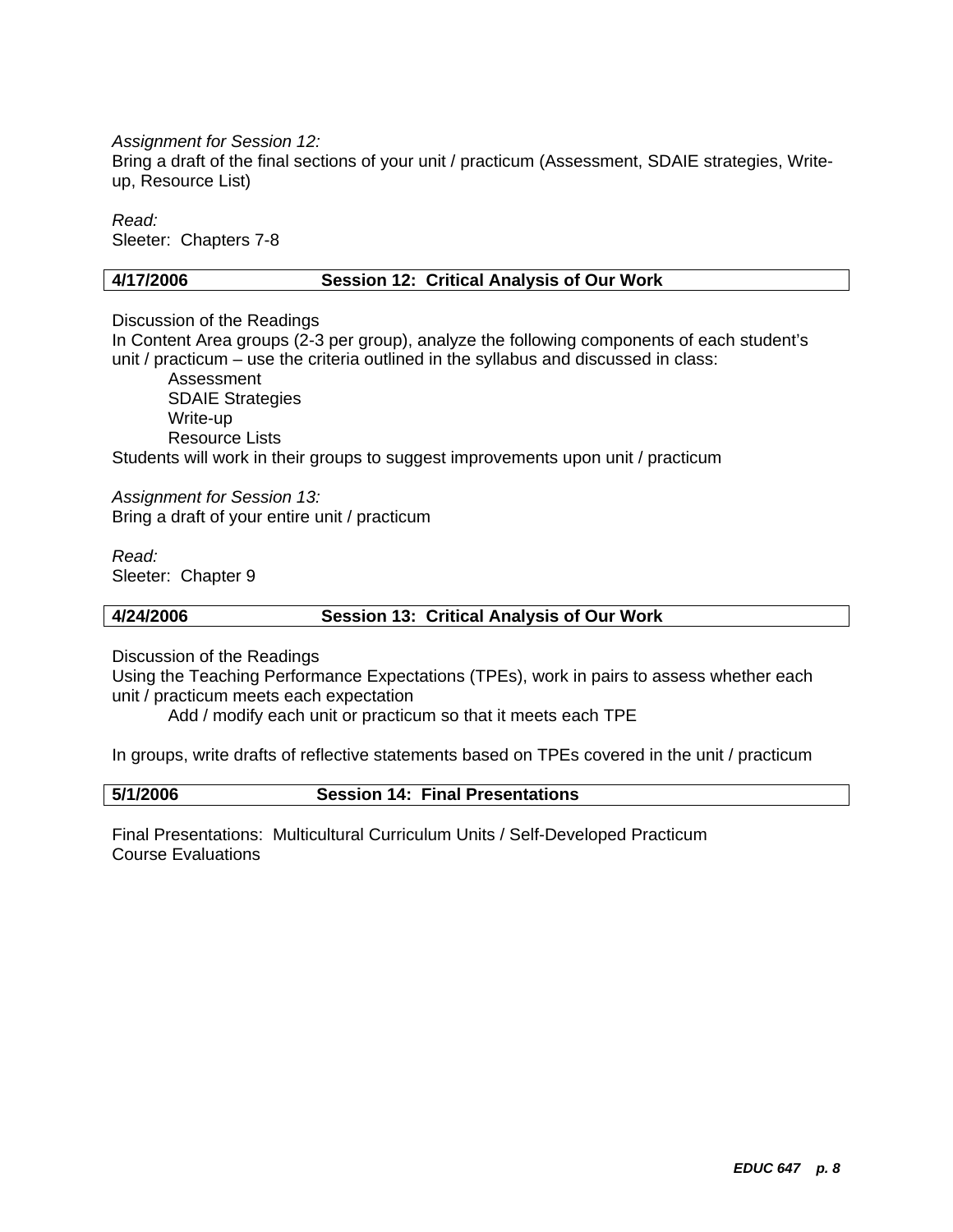*Assignment for Session 12:*
Bring a draft of the final sections of your unit / practicum (Assessment, SDAIE strategies, Write-up, Resource List)

*Read:*
Sleeter: Chapters 7-8

| **4/17/2006** | **Session 12: Critical Analysis of Our Work** |
|---|---|

Discussion of the Readings
In Content Area groups (2-3 per group), analyze the following components of each student's unit / practicum – use the criteria outlined in the syllabus and discussed in class:

- Assessment
- SDAIE Strategies
- Write-up
- Resource Lists

Students will work in their groups to suggest improvements upon unit / practicum

*Assignment for Session 13:*
Bring a draft of your entire unit / practicum

*Read:*
Sleeter: Chapter 9

| **4/24/2006** | **Session 13: Critical Analysis of Our Work** |
|---|---|

Discussion of the Readings
Using the Teaching Performance Expectations (TPEs), work in pairs to assess whether each unit / practicum meets each expectation

- Add / modify each unit or practicum so that it meets each TPE

In groups, write drafts of reflective statements based on TPEs covered in the unit / practicum

| **5/1/2006** | **Session 14: Final Presentations** |
|---|---|

Final Presentations: Multicultural Curriculum Units / Self-Developed Practicum
Course Evaluations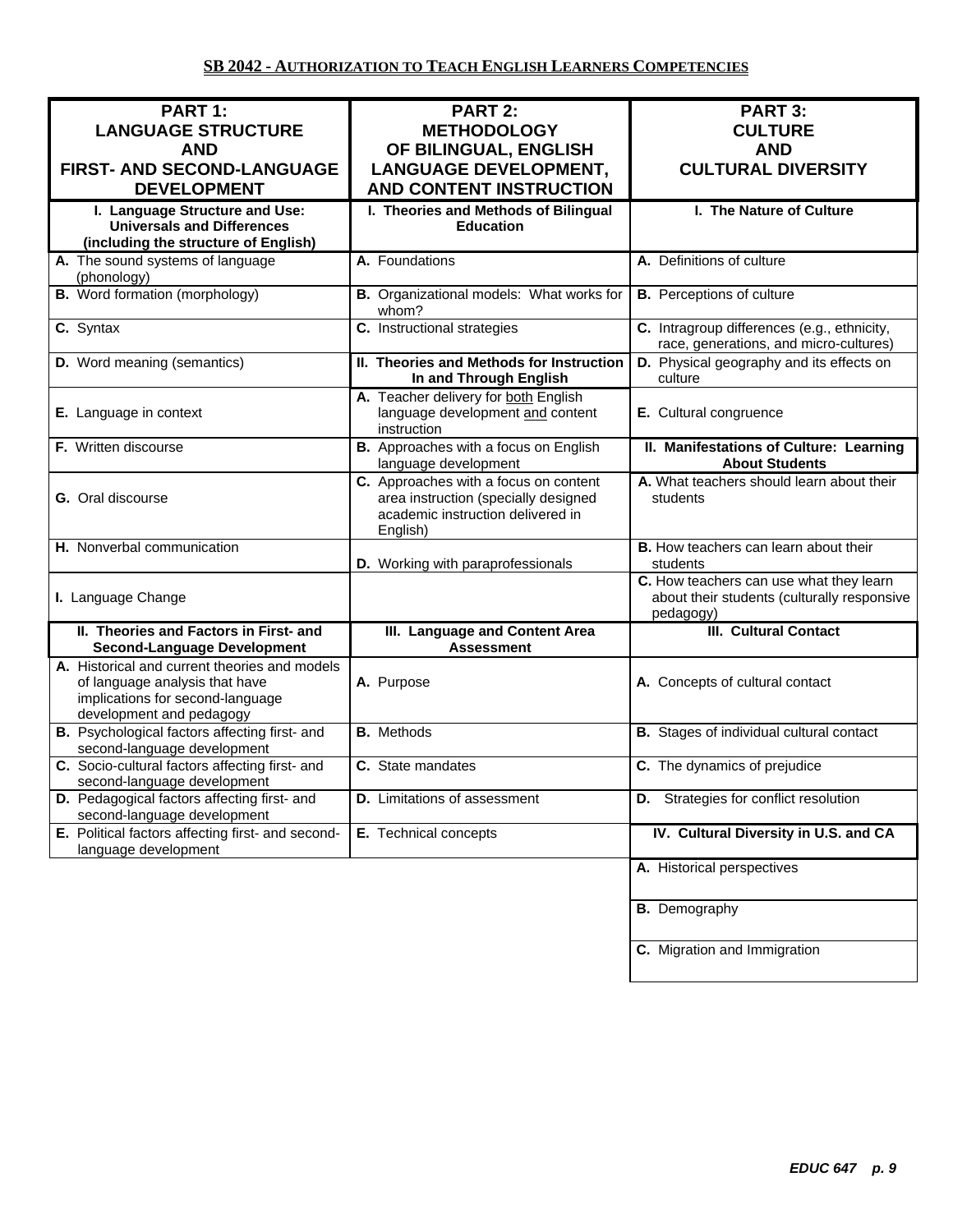**SB 2042 - AUTHORIZATION TO TEACH ENGLISH LEARNERS COMPETENCIES**

| PART 1: LANGUAGE STRUCTURE AND FIRST- AND SECOND-LANGUAGE DEVELOPMENT | PART 2: METHODOLOGY OF BILINGUAL, ENGLISH LANGUAGE DEVELOPMENT, AND CONTENT INSTRUCTION | PART 3: CULTURE AND CULTURAL DIVERSITY |
|---|---|---|
| **I. Language Structure and Use: Universals and Differences (including the structure of English)** | **I. Theories and Methods of Bilingual Education** | **I. The Nature of Culture** |
| **A.** The sound systems of language (phonology) | **A.** Foundations | **A.** Definitions of culture |
| **B.** Word formation (morphology) | **B.** Organizational models: What works for whom? | **B.** Perceptions of culture |
| **C.** Syntax | **C.** Instructional strategies | **C.** Intragroup differences (e.g., ethnicity, race, generations, and micro-cultures) |
| **D.** Word meaning (semantics) | **II. Theories and Methods for Instruction In and Through English** | **D.** Physical geography and its effects on culture |
| **E.** Language in context | **A.** Teacher delivery for both English language development and content instruction | **E.** Cultural congruence |
| **F.** Written discourse | **B.** Approaches with a focus on English language development | **II. Manifestations of Culture: Learning About Students** |
| **G.** Oral discourse | **C.** Approaches with a focus on content area instruction (specially designed academic instruction delivered in English) | **A.** What teachers should learn about their students |
| **H.** Nonverbal communication | **D.** Working with paraprofessionals | **B.** How teachers can learn about their students |
| **I.** Language Change | | **C.** How teachers can use what they learn about their students (culturally responsive pedagogy) |
| **II. Theories and Factors in First- and Second-Language Development** | **III. Language and Content Area Assessment** | **III. Cultural Contact** |
| **A.** Historical and current theories and models of language analysis that have implications for second-language development and pedagogy | **A.** Purpose | **A.** Concepts of cultural contact |
| **B.** Psychological factors affecting first- and second-language development | **B.** Methods | **B.** Stages of individual cultural contact |
| **C.** Socio-cultural factors affecting first- and second-language development | **C.** State mandates | **C.** The dynamics of prejudice |
| **D.** Pedagogical factors affecting first- and second-language development | **D.** Limitations of assessment | **D.** Strategies for conflict resolution |
| **E.** Political factors affecting first- and second-language development | **E.** Technical concepts | **IV. Cultural Diversity in U.S. and CA** |
| | | **A.** Historical perspectives |
| | | **B.** Demography |
| | | **C.** Migration and Immigration |